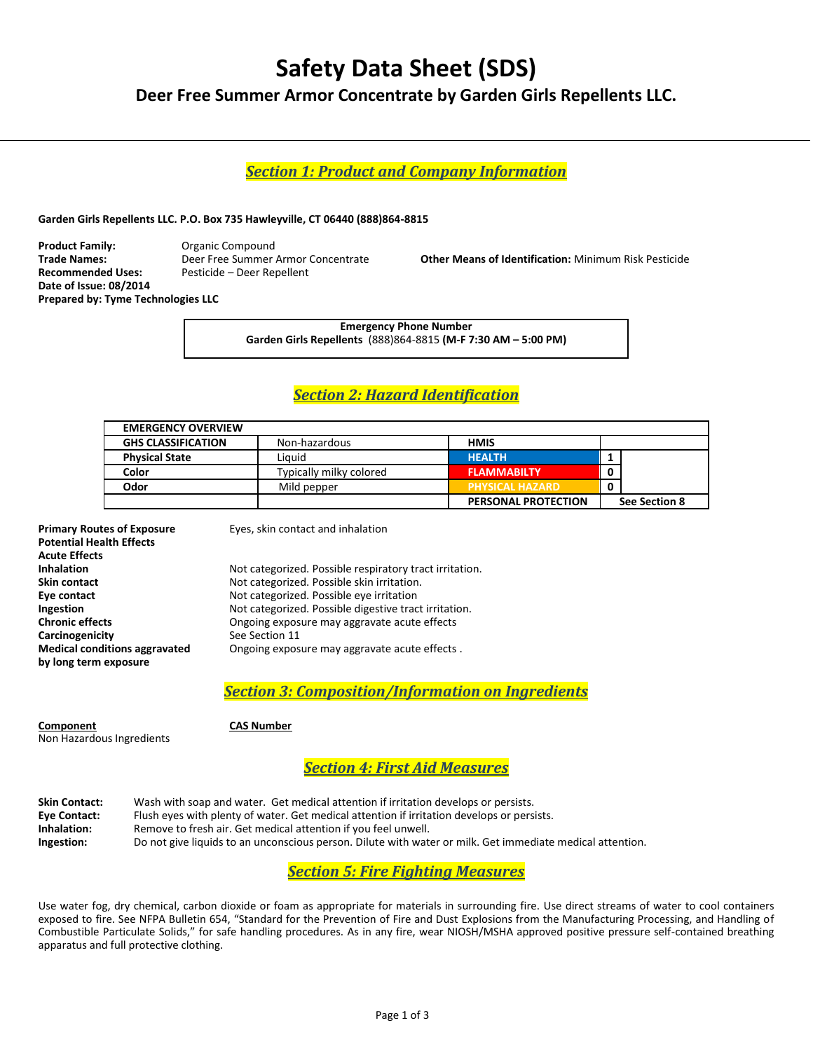# Safety Data Sheet (SDS)

## Deer Free Summer Armor Concentrate by Garden Girls Repellents LLC.

### *Section 1: Product and Company Information*

**Garden Girls Repellents LLC. P.O. Box 735 Hawleyville, CT 06440 (888)864-8815**

**Product Family:** Organic Compound
**Trade Names:** Deer Free Summer Armor Concentrate
**Recommended Uses:** Pesticide – Deer Repellent
**Date of Issue: 08/2014**
**Prepared by: Tyme Technologies LLC**

**Other Means of Identification:** Minimum Risk Pesticide

**Emergency Phone Number**
**Garden Girls Repellents** (888)864-8815 **(M-F 7:30 AM – 5:00 PM)**

### *Section 2: Hazard Identification*

| EMERGENCY OVERVIEW | | | |
|---|---|---|---|
| **GHS CLASSIFICATION** | Non-hazardous | **HMIS** | |
| **Physical State** | Liquid | **HEALTH** | 1 |
| **Color** | Typically milky colored | **FLAMMABILTY** | 0 |
| **Odor** | Mild pepper | **PHYSICAL HAZARD** | 0 |
| | | **PERSONAL PROTECTION** | See Section 8 |

**Primary Routes of Exposure** Eyes, skin contact and inhalation
**Potential Health Effects**
**Acute Effects**
**Inhalation** Not categorized. Possible respiratory tract irritation.
**Skin contact** Not categorized. Possible skin irritation.
**Eye contact** Not categorized. Possible eye irritation
**Ingestion** Not categorized. Possible digestive tract irritation.
**Chronic effects** Ongoing exposure may aggravate acute effects
**Carcinogenicity** See Section 11
**Medical conditions aggravated by long term exposure** Ongoing exposure may aggravate acute effects .

### *Section 3: Composition/Information on Ingredients*

| Component | CAS Number |
|---|---|
| Non Hazardous Ingredients | |

### *Section 4: First Aid Measures*

**Skin Contact:** Wash with soap and water. Get medical attention if irritation develops or persists.
**Eye Contact:** Flush eyes with plenty of water. Get medical attention if irritation develops or persists.
**Inhalation:** Remove to fresh air. Get medical attention if you feel unwell.
**Ingestion:** Do not give liquids to an unconscious person. Dilute with water or milk. Get immediate medical attention.

### *Section 5: Fire Fighting Measures*

Use water fog, dry chemical, carbon dioxide or foam as appropriate for materials in surrounding fire. Use direct streams of water to cool containers exposed to fire. See NFPA Bulletin 654, "Standard for the Prevention of Fire and Dust Explosions from the Manufacturing Processing, and Handling of Combustible Particulate Solids," for safe handling procedures. As in any fire, wear NIOSH/MSHA approved positive pressure self-contained breathing apparatus and full protective clothing.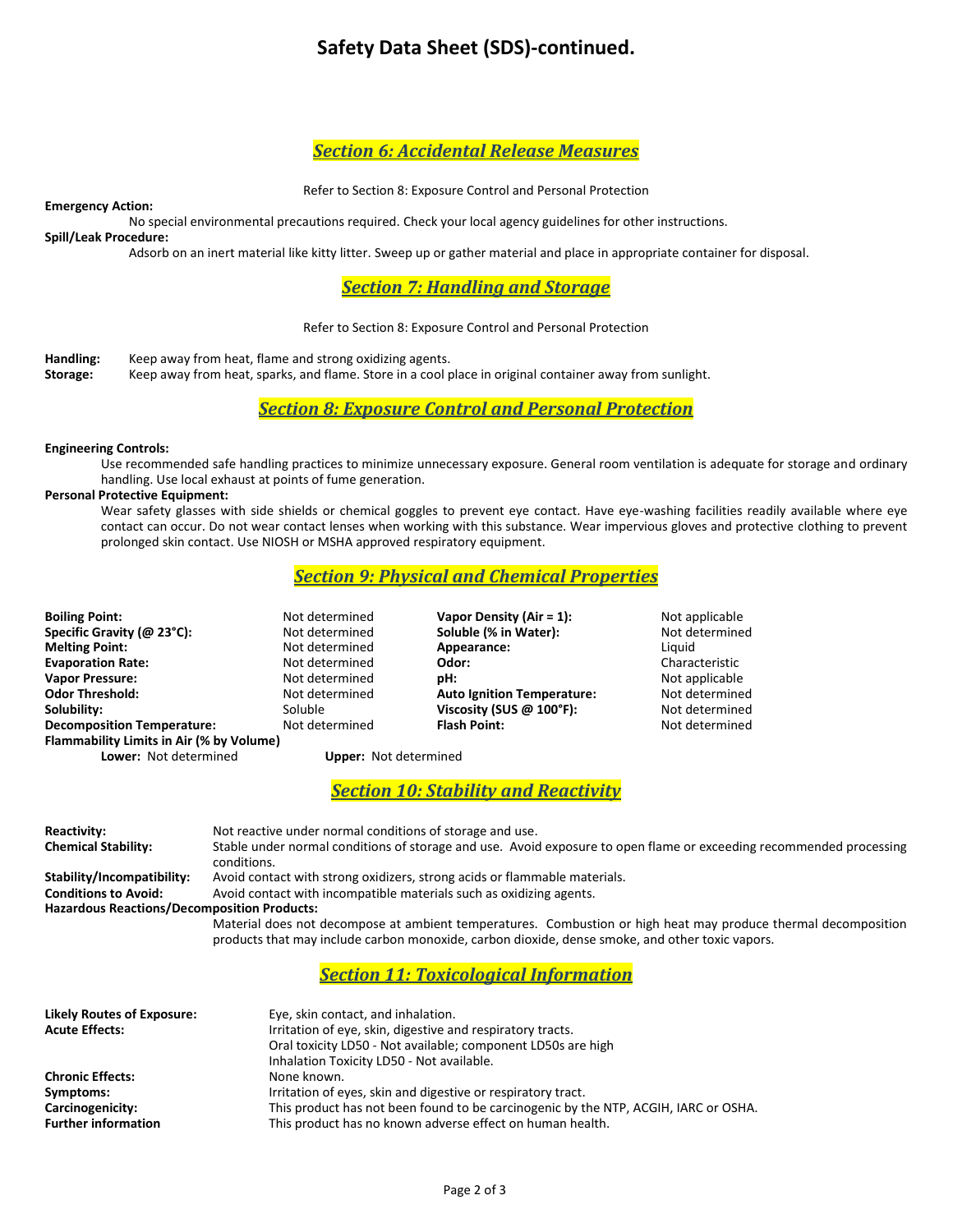# Safety Data Sheet (SDS)-continued.

## *Section 6: Accidental Release Measures*

Refer to Section 8: Exposure Control and Personal Protection

**Emergency Action:**

No special environmental precautions required. Check your local agency guidelines for other instructions.

**Spill/Leak Procedure:**

Adsorb on an inert material like kitty litter. Sweep up or gather material and place in appropriate container for disposal.

## *Section 7: Handling and Storage*

Refer to Section 8: Exposure Control and Personal Protection

**Handling:** Keep away from heat, flame and strong oxidizing agents.

**Storage:** Keep away from heat, sparks, and flame. Store in a cool place in original container away from sunlight.

## *Section 8: Exposure Control and Personal Protection*

**Engineering Controls:**

Use recommended safe handling practices to minimize unnecessary exposure. General room ventilation is adequate for storage and ordinary handling. Use local exhaust at points of fume generation.

**Personal Protective Equipment:**

Wear safety glasses with side shields or chemical goggles to prevent eye contact. Have eye-washing facilities readily available where eye contact can occur. Do not wear contact lenses when working with this substance. Wear impervious gloves and protective clothing to prevent prolonged skin contact. Use NIOSH or MSHA approved respiratory equipment.

## *Section 9: Physical and Chemical Properties*

| | | | |
|---|---|---|---|
| **Boiling Point:** | Not determined | **Vapor Density (Air = 1):** | Not applicable |
| **Specific Gravity (@ 23°C):** | Not determined | **Soluble (% in Water):** | Not determined |
| **Melting Point:** | Not determined | **Appearance:** | Liquid |
| **Evaporation Rate:** | Not determined | **Odor:** | Characteristic |
| **Vapor Pressure:** | Not determined | **pH:** | Not applicable |
| **Odor Threshold:** | Not determined | **Auto Ignition Temperature:** | Not determined |
| **Solubility:** | Soluble | **Viscosity (SUS @ 100°F):** | Not determined |
| **Decomposition Temperature:** | Not determined | **Flash Point:** | Not determined |

**Flammability Limits in Air (% by Volume)**

**Lower:** Not determined  **Upper:** Not determined

## *Section 10: Stability and Reactivity*

**Reactivity:** Not reactive under normal conditions of storage and use.

**Chemical Stability:** Stable under normal conditions of storage and use. Avoid exposure to open flame or exceeding recommended processing conditions.

**Stability/Incompatibility:** Avoid contact with strong oxidizers, strong acids or flammable materials.

**Conditions to Avoid:** Avoid contact with incompatible materials such as oxidizing agents.

**Hazardous Reactions/Decomposition Products:**

Material does not decompose at ambient temperatures. Combustion or high heat may produce thermal decomposition products that may include carbon monoxide, carbon dioxide, dense smoke, and other toxic vapors.

## *Section 11: Toxicological Information*

**Likely Routes of Exposure:** Eye, skin contact, and inhalation.

**Acute Effects:** Irritation of eye, skin, digestive and respiratory tracts.
Oral toxicity LD50 - Not available; component LD50s are high
Inhalation Toxicity LD50 - Not available.

**Chronic Effects:** None known.

**Symptoms:** Irritation of eyes, skin and digestive or respiratory tract.

**Carcinogenicity:** This product has not been found to be carcinogenic by the NTP, ACGIH, IARC or OSHA.

**Further information** This product has no known adverse effect on human health.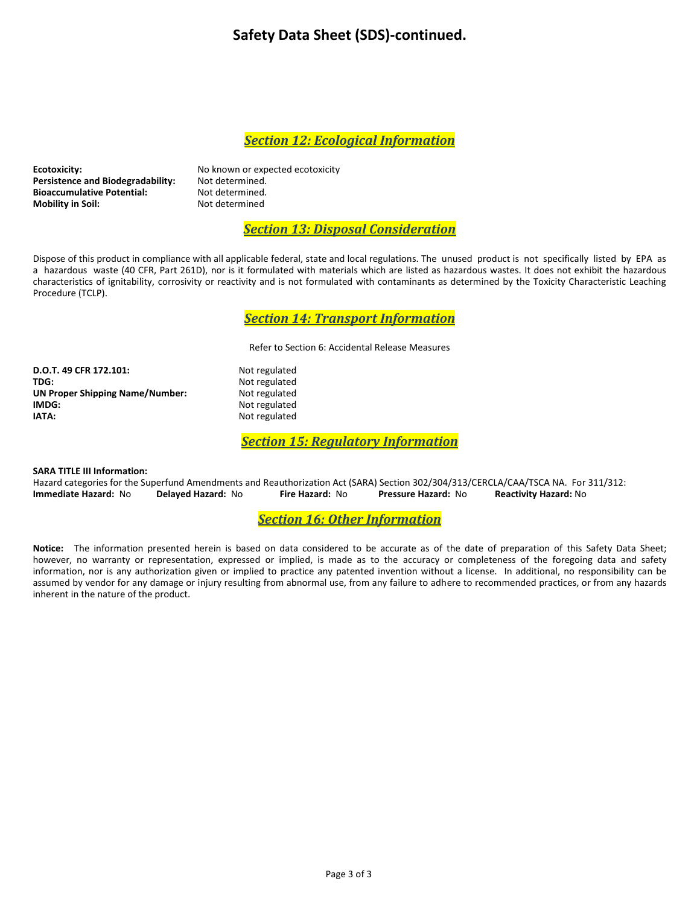## *Section 12: Ecological Information*

**Ecotoxicity:** No known or expected ecotoxicity
**Persistence and Biodegradability:** Not determined.
**Bioaccumulative Potential:** Not determined.
**Mobility in Soil:** Not determined

## *Section 13: Disposal Consideration*

Dispose of this product in compliance with all applicable federal, state and local regulations. The unused product is not specifically listed by EPA as a hazardous waste (40 CFR, Part 261D), nor is it formulated with materials which are listed as hazardous wastes. It does not exhibit the hazardous characteristics of ignitability, corrosivity or reactivity and is not formulated with contaminants as determined by the Toxicity Characteristic Leaching Procedure (TCLP).

## *Section 14: Transport Information*

Refer to Section 6: Accidental Release Measures

**D.O.T. 49 CFR 172.101:** Not regulated
**TDG:** Not regulated
**UN Proper Shipping Name/Number:** Not regulated
**IMDG:** Not regulated
**IATA:** Not regulated

## *Section 15: Regulatory Information*

**SARA TITLE III Information:**
Hazard categories for the Superfund Amendments and Reauthorization Act (SARA) Section 302/304/313/CERCLA/CAA/TSCA NA. For 311/312:
**Immediate Hazard:** No **Delayed Hazard:** No **Fire Hazard:** No **Pressure Hazard:** No **Reactivity Hazard:** No

## *Section 16: Other Information*

**Notice:** The information presented herein is based on data considered to be accurate as of the date of preparation of this Safety Data Sheet; however, no warranty or representation, expressed or implied, is made as to the accuracy or completeness of the foregoing data and safety information, nor is any authorization given or implied to practice any patented invention without a license. In additional, no responsibility can be assumed by vendor for any damage or injury resulting from abnormal use, from any failure to adhere to recommended practices, or from any hazards inherent in the nature of the product.